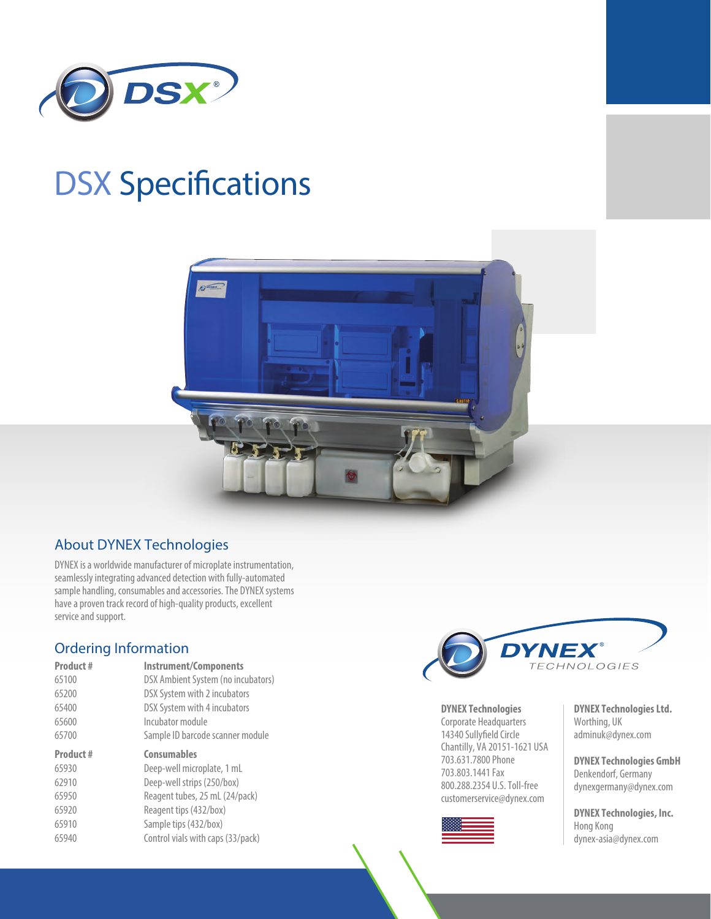# DSX Specifications

## About DYNEX Technologies

DYNEX is a worldwide manufacturer of microplate instrumentation, seamlessly integrating advanced detection with fully-automated sample handling, consumables and accessories. The DYNEX systems have a proven track record of high-quality products, excellent service and support.

## Ordering Information

| Product # | Instrument/Components |
|---|---|
| 65100 | DSX Ambient System (no incubators) |
| 65200 | DSX System with 2 incubators |
| 65400 | DSX System with 4 incubators |
| 65600 | Incubator module |
| 65700 | Sample ID barcode scanner module |

| Product # | Consumables |
|---|---|
| 65930 | Deep-well microplate, 1 mL |
| 62910 | Deep-well strips (250/box) |
| 65950 | Reagent tubes, 25 mL (24/pack) |
| 65920 | Reagent tips (432/box) |
| 65910 | Sample tips (432/box) |
| 65940 | Control vials with caps (33/pack) |

**DYNEX Technologies**
Corporate Headquarters
14340 Sullyfield Circle
Chantilly, VA 20151-1621 USA
703.631.7800 Phone
703.803.1441 Fax
800.288.2354 U.S. Toll-free
customerservice@dynex.com

**DYNEX Technologies Ltd.**
Worthing, UK
adminuk@dynex.com

**DYNEX Technologies GmbH**
Denkendorf, Germany
dynexgermany@dynex.com

**DYNEX Technologies, Inc.**
Hong Kong
dynex-asia@dynex.com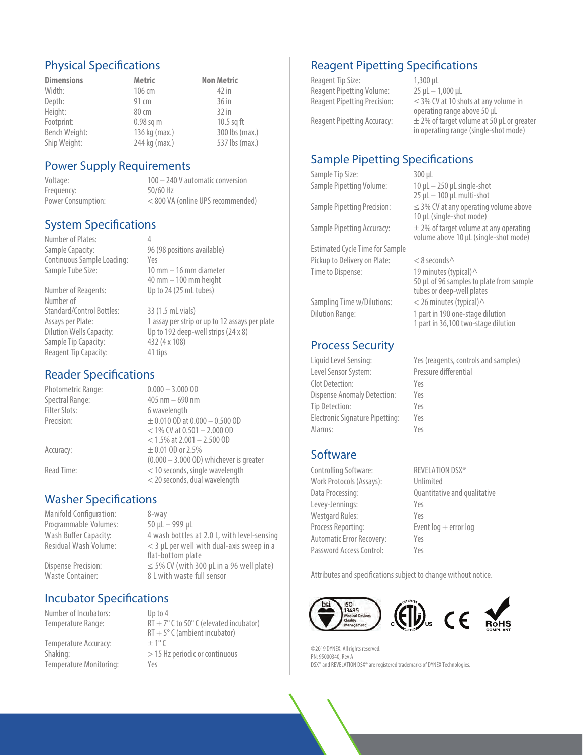## Physical Specifications

| Dimensions | Metric | Non Metric |
|---|---|---|
| Width: | 106 cm | 42 in |
| Depth: | 91 cm | 36 in |
| Height: | 80 cm | 32 in |
| Footprint: | 0.98 sq m | 10.5 sq ft |
| Bench Weight: | 136 kg (max.) | 300 lbs (max.) |
| Ship Weight: | 244 kg (max.) | 537 lbs (max.) |

## Power Supply Requirements

| | |
|---|---|
| Voltage: | 100 – 240 V automatic conversion |
| Frequency: | 50/60 Hz |
| Power Consumption: | < 800 VA (online UPS recommended) |

## System Specifications

| | |
|---|---|
| Number of Plates: | 4 |
| Sample Capacity: | 96 (98 positions available) |
| Continuous Sample Loading: | Yes |
| Sample Tube Size: | 10 mm – 16 mm diameter<br>40 mm – 100 mm height |
| Number of Reagents: | Up to 24 (25 mL tubes) |
| Number of Standard/Control Bottles: | 33 (1.5 mL vials) |
| Assays per Plate: | 1 assay per strip or up to 12 assays per plate |
| Dilution Wells Capacity: | Up to 192 deep-well strips (24 x 8) |
| Sample Tip Capacity: | 432 (4 x 108) |
| Reagent Tip Capacity: | 41 tips |

## Reader Specifications

| | |
|---|---|
| Photometric Range: | 0.000 – 3.000 OD |
| Spectral Range: | 405 nm – 690 nm |
| Filter Slots: | 6 wavelength |
| Precision: | ± 0.010 OD at 0.000 – 0.500 OD<br>< 1% CV at 0.501 – 2.000 OD<br>< 1.5% at 2.001 – 2.500 OD |
| Accuracy: | ± 0.01 OD or 2.5%<br>(0.000 – 3.000 OD) whichever is greater |
| Read Time: | < 10 seconds, single wavelength<br>< 20 seconds, dual wavelength |

## Washer Specifications

| | |
|---|---|
| Manifold Configuration: | 8-way |
| Programmable Volumes: | 50 µL – 999 µL |
| Wash Buffer Capacity: | 4 wash bottles at 2.0 L, with level-sensing |
| Residual Wash Volume: | < 3 µL per well with dual-axis sweep in a flat-bottom plate |
| Dispense Precision: | ≤ 5% CV (with 300 µL in a 96 well plate) |
| Waste Container: | 8 L with waste full sensor |

## Incubator Specifications

| | |
|---|---|
| Number of Incubators: | Up to 4 |
| Temperature Range: | RT + 7° C to 50° C (elevated incubator)<br>RT + 5° C (ambient incubator) |
| Temperature Accuracy: | ± 1° C |
| Shaking: | > 15 Hz periodic or continuous |
| Temperature Monitoring: | Yes |

## Reagent Pipetting Specifications

| | |
|---|---|
| Reagent Tip Size: | 1,300 µL |
| Reagent Pipetting Volume: | 25 µL – 1,000 µL |
| Reagent Pipetting Precision: | ≤ 3% CV at 10 shots at any volume in operating range above 50 µL |
| Reagent Pipetting Accuracy: | ± 2% of target volume at 50 µL or greater in operating range (single-shot mode) |

## Sample Pipetting Specifications

| | |
|---|---|
| Sample Tip Size: | 300 µL |
| Sample Pipetting Volume: | 10 µL – 250 µL single-shot<br>25 µL – 100 µL multi-shot |
| Sample Pipetting Precision: | ≤ 3% CV at any operating volume above 10 µL (single-shot mode) |
| Sample Pipetting Accuracy: | ± 2% of target volume at any operating volume above 10 µL (single-shot mode) |
| Estimated Cycle Time for Sample Pickup to Delivery on Plate: | < 8 seconds^ |
| Time to Dispense: | 19 minutes (typical)^<br>50 µL of 96 samples to plate from sample tubes or deep-well plates |
| Sampling Time w/Dilutions: | < 26 minutes (typical)^ |
| Dilution Range: | 1 part in 190 one-stage dilution<br>1 part in 36,100 two-stage dilution |

## Process Security

| | |
|---|---|
| Liquid Level Sensing: | Yes (reagents, controls and samples) |
| Level Sensor System: | Pressure differential |
| Clot Detection: | Yes |
| Dispense Anomaly Detection: | Yes |
| Tip Detection: | Yes |
| Electronic Signature Pipetting: | Yes |
| Alarms: | Yes |

## Software

| | |
|---|---|
| Controlling Software: | REVELATION DSX® |
| Work Protocols (Assays): | Unlimited |
| Data Processing: | Quantitative and qualitative |
| Levey-Jennings: | Yes |
| Westgard Rules: | Yes |
| Process Reporting: | Event log + error log |
| Automatic Error Recovery: | Yes |
| Password Access Control: | Yes |

Attributes and specifications subject to change without notice.

bsi. ISO 13485 Medical Devices Quality Management

Intertek C ETL US Listed

CE

RoHS COMPLIANT

©2019 DYNEX. All rights reserved.
PN: 95000340, Rev A
DSX® and REVELATION DSX® are registered trademarks of DYNEX Technologies.